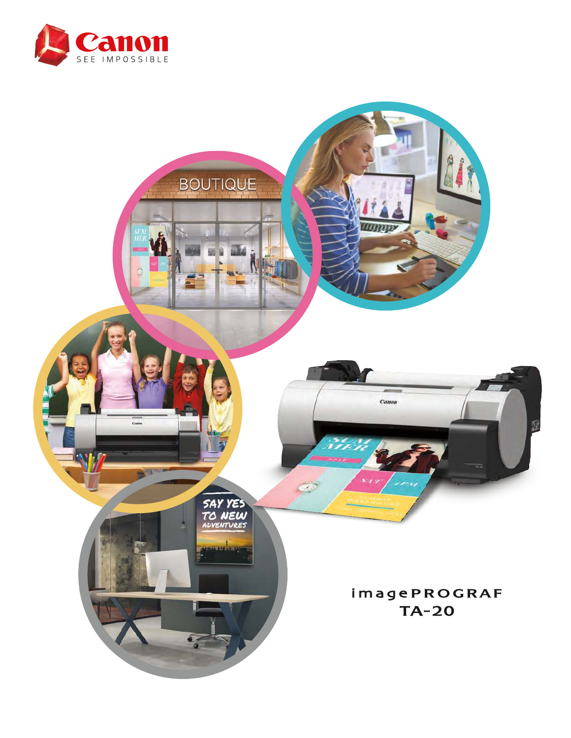Canon

SEE IMPOSSIBLE

# imagePROGRAF TA-20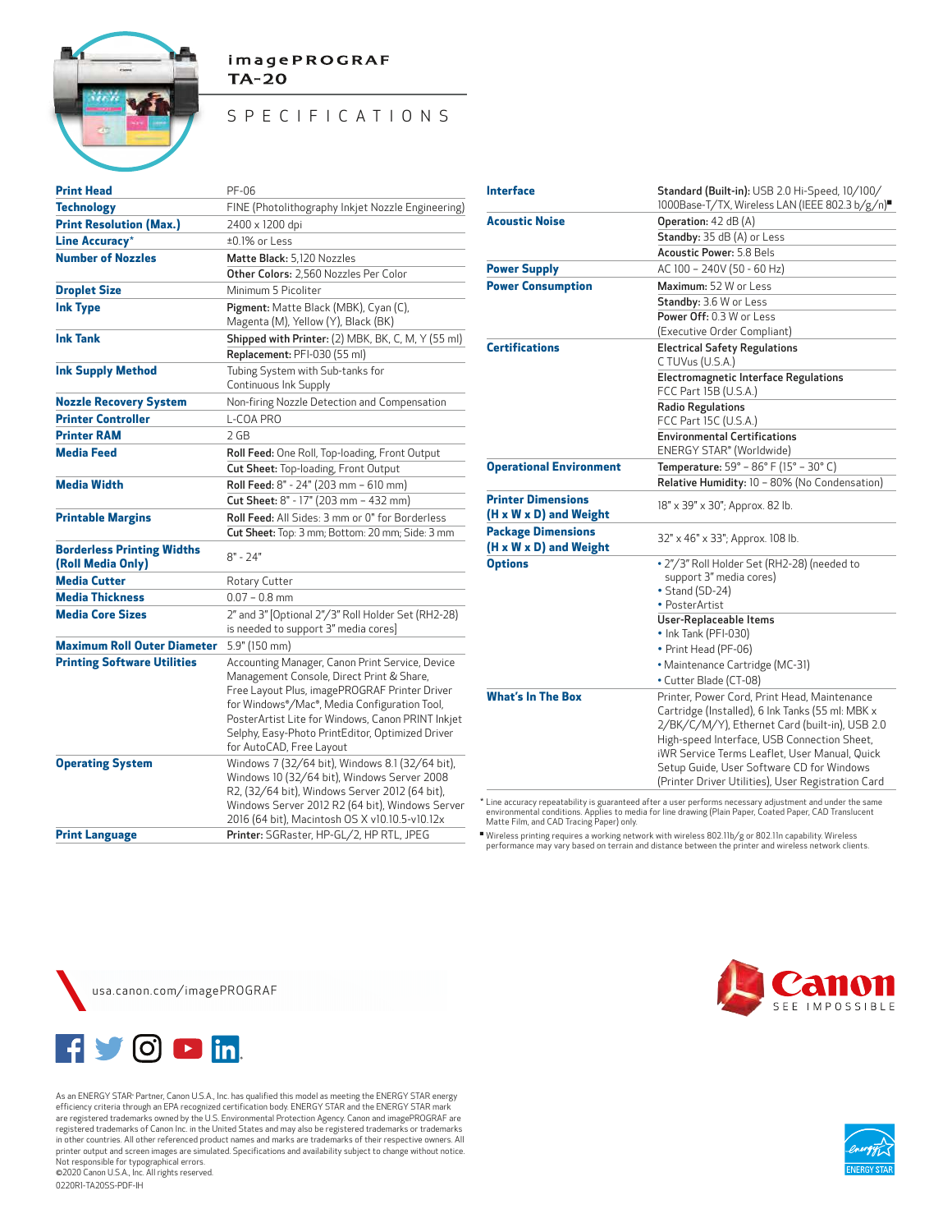# imagePROGRAF TA-20

## SPECIFICATIONS

| | |
|---|---|
| **Print Head** | PF-06 |
| **Technology** | FINE (Photolithography Inkjet Nozzle Engineering) |
| **Print Resolution (Max.)** | 2400 x 1200 dpi |
| **Line Accuracy*** | ±0.1% or Less |
| **Number of Nozzles** | **Matte Black:** 5,120 Nozzles<br>**Other Colors:** 2,560 Nozzles Per Color |
| **Droplet Size** | Minimum 5 Picoliter |
| **Ink Type** | **Pigment:** Matte Black (MBK), Cyan (C), Magenta (M), Yellow (Y), Black (BK) |
| **Ink Tank** | **Shipped with Printer:** (2) MBK, BK, C, M, Y (55 ml)<br>**Replacement:** PFI-030 (55 ml) |
| **Ink Supply Method** | Tubing System with Sub-tanks for Continuous Ink Supply |
| **Nozzle Recovery System** | Non-firing Nozzle Detection and Compensation |
| **Printer Controller** | L-COA PRO |
| **Printer RAM** | 2 GB |
| **Media Feed** | **Roll Feed:** One Roll, Top-loading, Front Output<br>**Cut Sheet:** Top-loading, Front Output |
| **Media Width** | **Roll Feed:** 8" - 24" (203 mm – 610 mm)<br>**Cut Sheet:** 8" - 17" (203 mm – 432 mm) |
| **Printable Margins** | **Roll Feed:** All Sides: 3 mm or 0" for Borderless<br>**Cut Sheet:** Top: 3 mm; Bottom: 20 mm; Side: 3 mm |
| **Borderless Printing Widths (Roll Media Only)** | 8" - 24" |
| **Media Cutter** | Rotary Cutter |
| **Media Thickness** | 0.07 – 0.8 mm |
| **Media Core Sizes** | 2" and 3" [Optional 2"/3" Roll Holder Set (RH2-28) is needed to support 3" media cores] |
| **Maximum Roll Outer Diameter** | 5.9" (150 mm) |
| **Printing Software Utilities** | Accounting Manager, Canon Print Service, Device Management Console, Direct Print & Share, Free Layout Plus, imagePROGRAF Printer Driver for Windows®/Mac®, Media Configuration Tool, PosterArtist Lite for Windows, Canon PRINT Inkjet Selphy, Easy-Photo PrintEditor, Optimized Driver for AutoCAD, Free Layout |
| **Operating System** | Windows 7 (32/64 bit), Windows 8.1 (32/64 bit), Windows 10 (32/64 bit), Windows Server 2008 R2, (32/64 bit), Windows Server 2012 (64 bit), Windows Server 2012 R2 (64 bit), Windows Server 2016 (64 bit), Macintosh OS X v10.10.5-v10.12x |
| **Print Language** | **Printer:** SGRaster, HP-GL/2, HP RTL, JPEG |
| **Interface** | **Standard (Built-in):** USB 2.0 Hi-Speed, 10/100/1000Base-T/TX, Wireless LAN (IEEE 802.3 b/g/n)■ |
| **Acoustic Noise** | **Operation:** 42 dB (A)<br>**Standby:** 35 dB (A) or Less<br>**Acoustic Power:** 5.8 Bels |
| **Power Supply** | AC 100 – 240V (50 - 60 Hz) |
| **Power Consumption** | **Maximum:** 52 W or Less<br>**Standby:** 3.6 W or Less<br>**Power Off:** 0.3 W or Less (Executive Order Compliant) |
| **Certifications** | **Electrical Safety Regulations**<br>C TUVus (U.S.A.)<br>**Electromagnetic Interface Regulations**<br>FCC Part 15B (U.S.A.)<br>**Radio Regulations**<br>FCC Part 15C (U.S.A.)<br>**Environmental Certifications**<br>ENERGY STAR® (Worldwide) |
| **Operational Environment** | **Temperature:** 59° – 86° F (15° – 30° C)<br>**Relative Humidity:** 10 – 80% (No Condensation) |
| **Printer Dimensions (H x W x D) and Weight** | 18" x 39" x 30"; Approx. 82 lb. |
| **Package Dimensions (H x W x D) and Weight** | 32" x 46" x 33"; Approx. 108 lb. |
| **Options** | • 2"/3" Roll Holder Set (RH2-28) (needed to support 3" media cores)<br>• Stand (SD-24)<br>• PosterArtist<br>**User-Replaceable Items**<br>• Ink Tank (PFI-030)<br>• Print Head (PF-06)<br>• Maintenance Cartridge (MC-31)<br>• Cutter Blade (CT-08) |
| **What's In The Box** | Printer, Power Cord, Print Head, Maintenance Cartridge (Installed), 6 Ink Tanks (55 ml: MBK x 2/BK/C/M/Y), Ethernet Card (built-in), USB 2.0 High-speed Interface, USB Connection Sheet, iWR Service Terms Leaflet, User Manual, Quick Setup Guide, User Software CD for Windows (Printer Driver Utilities), User Registration Card |

* Line accuracy repeatability is guaranteed after a user performs necessary adjustment and under the same environmental conditions. Applies to media for line drawing (Plain Paper, Coated Paper, CAD Translucent Matte Film, and CAD Tracing Paper) only.

■ Wireless printing requires a working network with wireless 802.11b/g or 802.11n capability. Wireless performance may vary based on terrain and distance between the printer and wireless network clients.

usa.canon.com/imagePROGRAF

Canon SEE IMPOSSIBLE

As an ENERGY STAR® Partner, Canon U.S.A., Inc. has qualified this model as meeting the ENERGY STAR energy efficiency criteria through an EPA recognized certification body. ENERGY STAR and the ENERGY STAR mark are registered trademarks owned by the U.S. Environmental Protection Agency. Canon and imagePROGRAF are registered trademarks of Canon Inc. in the United States and may also be registered trademarks or trademarks in other countries. All other referenced product names and marks are trademarks of their respective owners. All printer output and screen images are simulated. Specifications and availability subject to change without notice. Not responsible for typographical errors.
©2020 Canon U.S.A., Inc. All rights reserved.
0220RI-TA20SS-PDF-IH

ENERGY STAR